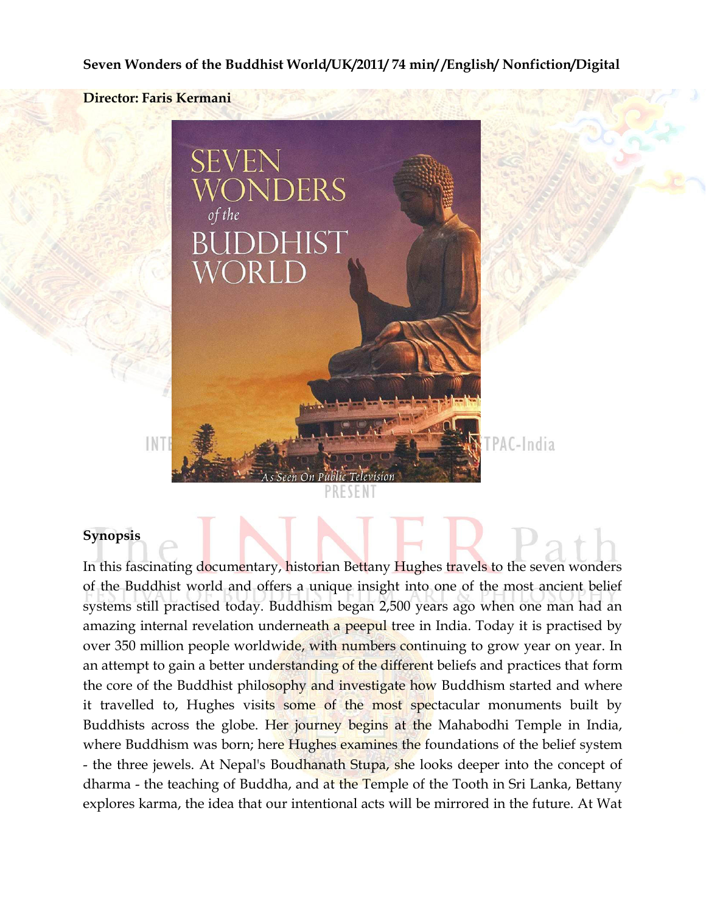**Seven Wonders of the Buddhist World/UK/2011/ 74 min/ /English/ Nonfiction/Digital**

**Director: Faris Kermani**

## Synopsis

In this fascinating documentary, historian Bettany Hughes travels to the seven wonders of the Buddhist world and offers a unique insight into one of the most ancient belief systems still practised today. Buddhism began 2,500 years ago when one man had an amazing internal revelation underneath a peepul tree in India. Today it is practised by over 350 million people worldwide, with numbers continuing to grow year on year. In an attempt to gain a better understanding of the different beliefs and practices that form the core of the Buddhist philosophy and investigate how Buddhism started and where it travelled to, Hughes visits some of the most spectacular monuments built by Buddhists across the globe. Her journey begins at the Mahabodhi Temple in India, where Buddhism was born; here Hughes examines the foundations of the belief system - the three jewels. At Nepal's Boudhanath Stupa, she looks deeper into the concept of dharma - the teaching of Buddha, and at the Temple of the Tooth in Sri Lanka, Bettany explores karma, the idea that our intentional acts will be mirrored in the future. At Wat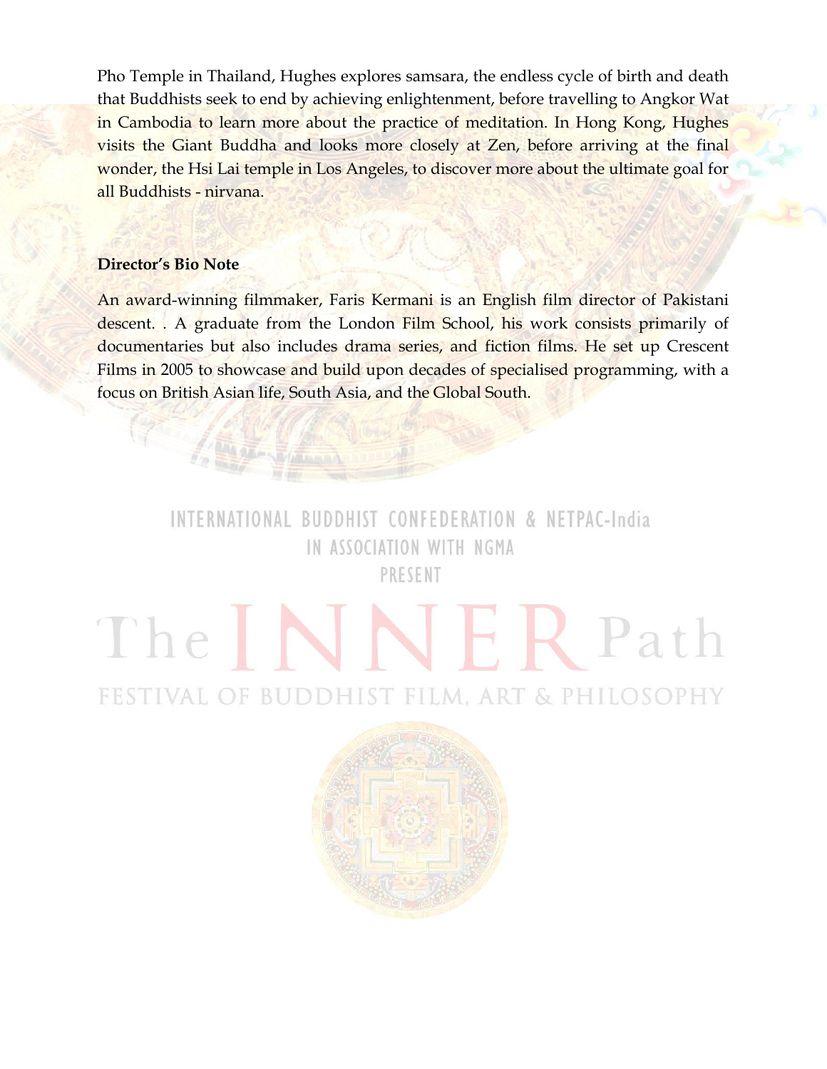Pho Temple in Thailand, Hughes explores samsara, the endless cycle of birth and death that Buddhists seek to end by achieving enlightenment, before travelling to Angkor Wat in Cambodia to learn more about the practice of meditation. In Hong Kong, Hughes visits the Giant Buddha and looks more closely at Zen, before arriving at the final wonder, the Hsi Lai temple in Los Angeles, to discover more about the ultimate goal for all Buddhists - nirvana.

**Director's Bio Note**

An award-winning filmmaker, Faris Kermani is an English film director of Pakistani descent. . A graduate from the London Film School, his work consists primarily of documentaries but also includes drama series, and fiction films. He set up Crescent Films in 2005 to showcase and build upon decades of specialised programming, with a focus on British Asian life, South Asia, and the Global South.

INTERNATIONAL BUDDHIST CONFEDERATION & NETPAC-India
IN ASSOCIATION WITH NGMA
PRESENT

The INNER Path

FESTIVAL OF BUDDHIST FILM, ART & PHILOSOPHY